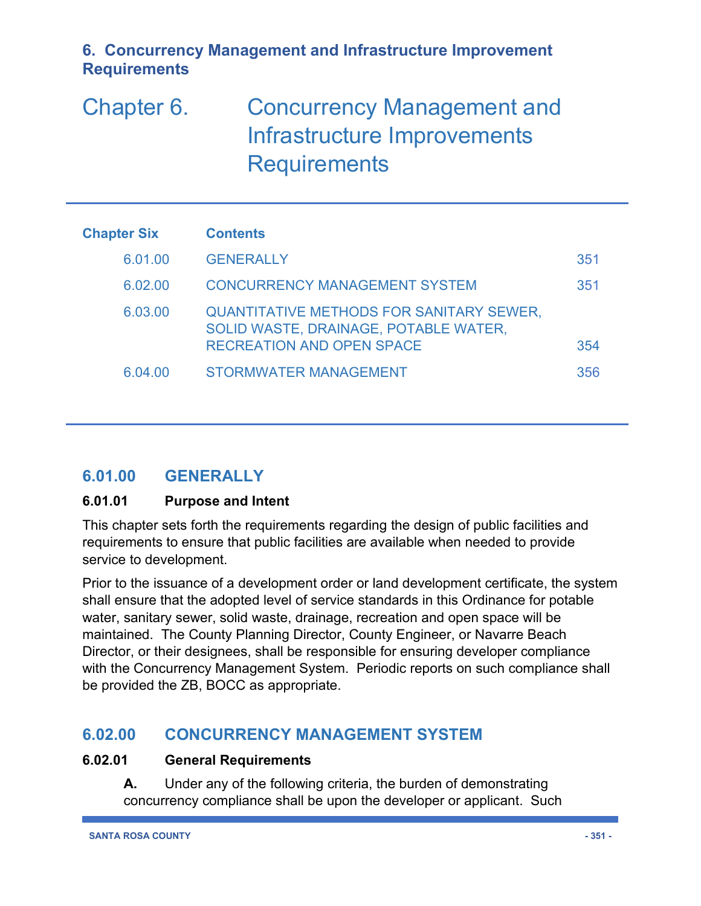# 6. Concurrency Management and Infrastructure Improvement Requirements

# Chapter 6. Concurrency Management and Infrastructure Improvements Requirements

| Chapter Six | Contents | |
|---|---|---|
| 6.01.00 | GENERALLY | 351 |
| 6.02.00 | CONCURRENCY MANAGEMENT SYSTEM | 351 |
| 6.03.00 | QUANTITATIVE METHODS FOR SANITARY SEWER, SOLID WASTE, DRAINAGE, POTABLE WATER, RECREATION AND OPEN SPACE | 354 |
| 6.04.00 | STORMWATER MANAGEMENT | 356 |

## 6.01.00 GENERALLY

### 6.01.01 Purpose and Intent

This chapter sets forth the requirements regarding the design of public facilities and requirements to ensure that public facilities are available when needed to provide service to development.

Prior to the issuance of a development order or land development certificate, the system shall ensure that the adopted level of service standards in this Ordinance for potable water, sanitary sewer, solid waste, drainage, recreation and open space will be maintained. The County Planning Director, County Engineer, or Navarre Beach Director, or their designees, shall be responsible for ensuring developer compliance with the Concurrency Management System. Periodic reports on such compliance shall be provided the ZB, BOCC as appropriate.

## 6.02.00 CONCURRENCY MANAGEMENT SYSTEM

### 6.02.01 General Requirements

**A.** Under any of the following criteria, the burden of demonstrating concurrency compliance shall be upon the developer or applicant. Such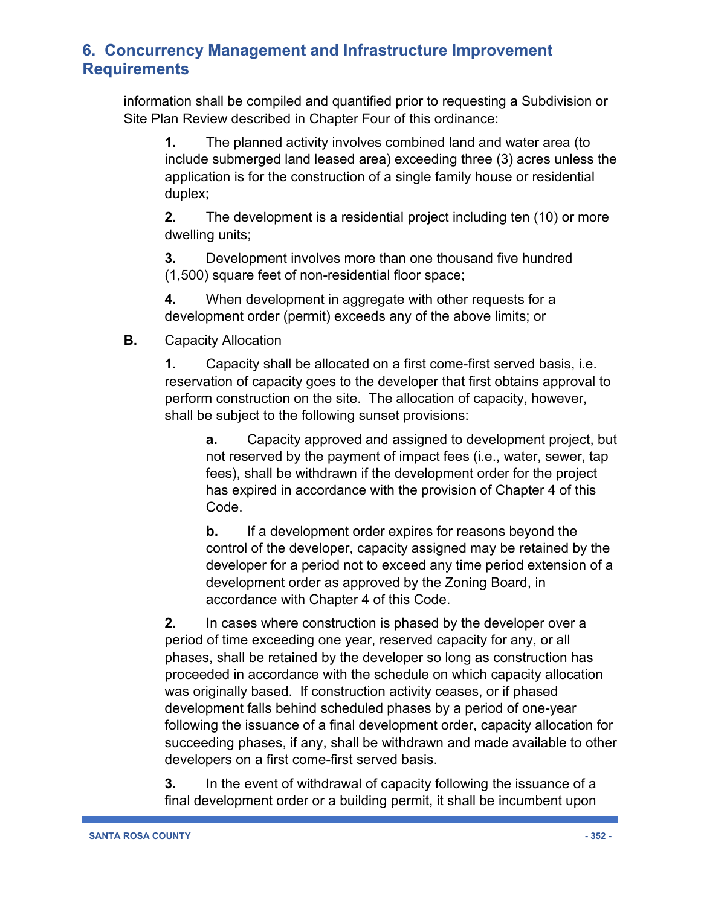## 6. Concurrency Management and Infrastructure Improvement Requirements

information shall be compiled and quantified prior to requesting a Subdivision or Site Plan Review described in Chapter Four of this ordinance:

**1.** The planned activity involves combined land and water area (to include submerged land leased area) exceeding three (3) acres unless the application is for the construction of a single family house or residential duplex;

**2.** The development is a residential project including ten (10) or more dwelling units;

**3.** Development involves more than one thousand five hundred (1,500) square feet of non-residential floor space;

**4.** When development in aggregate with other requests for a development order (permit) exceeds any of the above limits; or

**B.** Capacity Allocation

**1.** Capacity shall be allocated on a first come-first served basis, i.e. reservation of capacity goes to the developer that first obtains approval to perform construction on the site. The allocation of capacity, however, shall be subject to the following sunset provisions:

**a.** Capacity approved and assigned to development project, but not reserved by the payment of impact fees (i.e., water, sewer, tap fees), shall be withdrawn if the development order for the project has expired in accordance with the provision of Chapter 4 of this Code.

**b.** If a development order expires for reasons beyond the control of the developer, capacity assigned may be retained by the developer for a period not to exceed any time period extension of a development order as approved by the Zoning Board, in accordance with Chapter 4 of this Code.

**2.** In cases where construction is phased by the developer over a period of time exceeding one year, reserved capacity for any, or all phases, shall be retained by the developer so long as construction has proceeded in accordance with the schedule on which capacity allocation was originally based. If construction activity ceases, or if phased development falls behind scheduled phases by a period of one-year following the issuance of a final development order, capacity allocation for succeeding phases, if any, shall be withdrawn and made available to other developers on a first come-first served basis.

**3.** In the event of withdrawal of capacity following the issuance of a final development order or a building permit, it shall be incumbent upon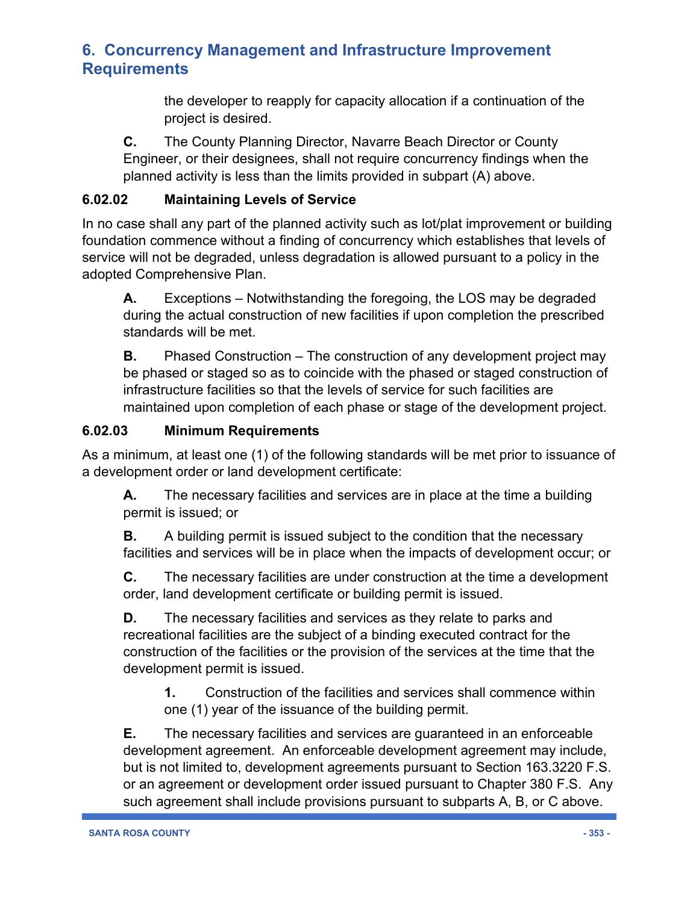the developer to reapply for capacity allocation if a continuation of the project is desired.

**C.** The County Planning Director, Navarre Beach Director or County Engineer, or their designees, shall not require concurrency findings when the planned activity is less than the limits provided in subpart (A) above.

### 6.02.02 Maintaining Levels of Service

In no case shall any part of the planned activity such as lot/plat improvement or building foundation commence without a finding of concurrency which establishes that levels of service will not be degraded, unless degradation is allowed pursuant to a policy in the adopted Comprehensive Plan.

**A.** Exceptions – Notwithstanding the foregoing, the LOS may be degraded during the actual construction of new facilities if upon completion the prescribed standards will be met.

**B.** Phased Construction – The construction of any development project may be phased or staged so as to coincide with the phased or staged construction of infrastructure facilities so that the levels of service for such facilities are maintained upon completion of each phase or stage of the development project.

### 6.02.03 Minimum Requirements

As a minimum, at least one (1) of the following standards will be met prior to issuance of a development order or land development certificate:

**A.** The necessary facilities and services are in place at the time a building permit is issued; or

**B.** A building permit is issued subject to the condition that the necessary facilities and services will be in place when the impacts of development occur; or

**C.** The necessary facilities are under construction at the time a development order, land development certificate or building permit is issued.

**D.** The necessary facilities and services as they relate to parks and recreational facilities are the subject of a binding executed contract for the construction of the facilities or the provision of the services at the time that the development permit is issued.

> **1.** Construction of the facilities and services shall commence within one (1) year of the issuance of the building permit.

**E.** The necessary facilities and services are guaranteed in an enforceable development agreement. An enforceable development agreement may include, but is not limited to, development agreements pursuant to Section 163.3220 F.S. or an agreement or development order issued pursuant to Chapter 380 F.S. Any such agreement shall include provisions pursuant to subparts A, B, or C above.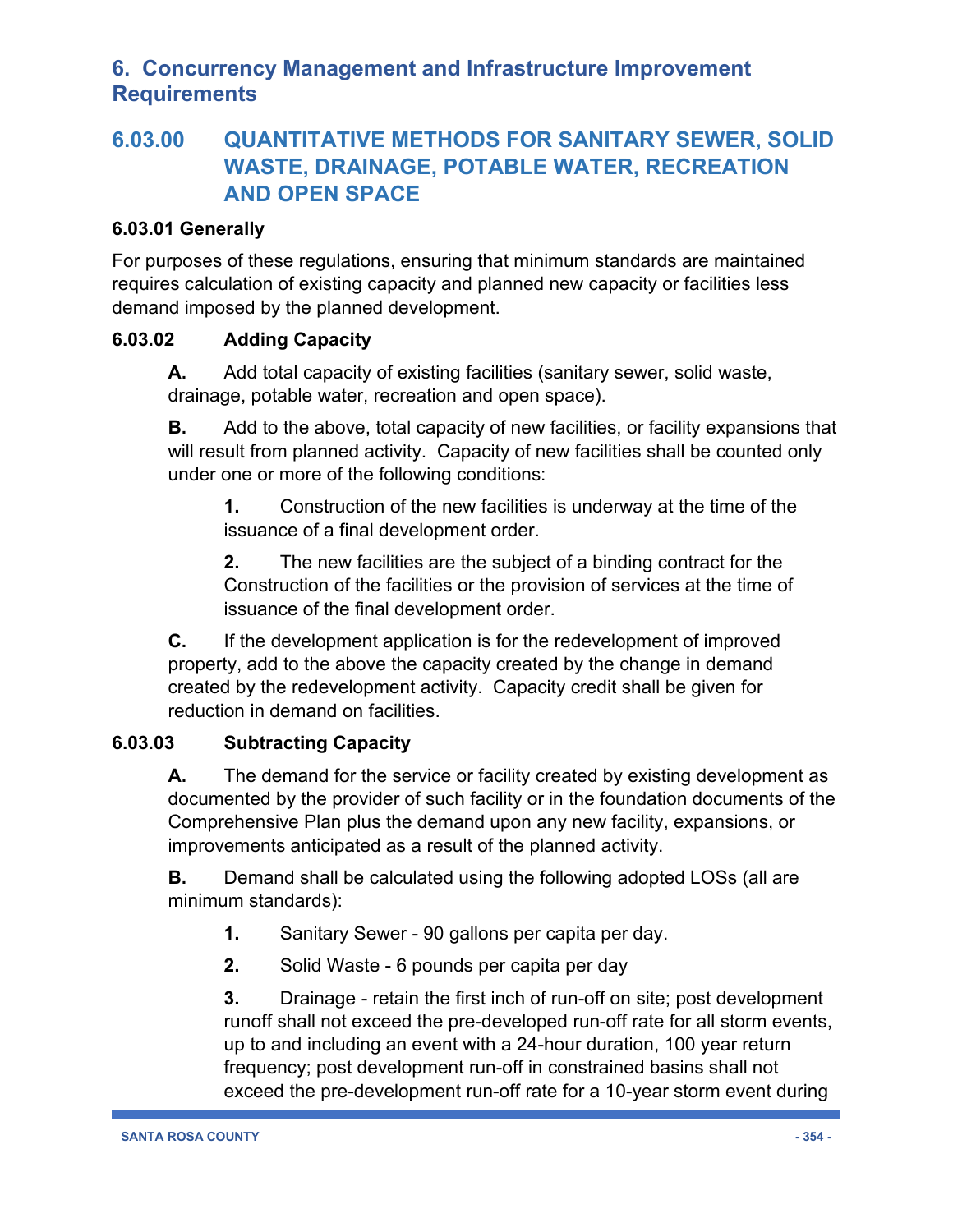## 6. Concurrency Management and Infrastructure Improvement Requirements

## 6.03.00 QUANTITATIVE METHODS FOR SANITARY SEWER, SOLID WASTE, DRAINAGE, POTABLE WATER, RECREATION AND OPEN SPACE

### 6.03.01 Generally

For purposes of these regulations, ensuring that minimum standards are maintained requires calculation of existing capacity and planned new capacity or facilities less demand imposed by the planned development.

### 6.03.02 Adding Capacity

**A.** Add total capacity of existing facilities (sanitary sewer, solid waste, drainage, potable water, recreation and open space).

**B.** Add to the above, total capacity of new facilities, or facility expansions that will result from planned activity. Capacity of new facilities shall be counted only under one or more of the following conditions:

**1.** Construction of the new facilities is underway at the time of the issuance of a final development order.

**2.** The new facilities are the subject of a binding contract for the Construction of the facilities or the provision of services at the time of issuance of the final development order.

**C.** If the development application is for the redevelopment of improved property, add to the above the capacity created by the change in demand created by the redevelopment activity. Capacity credit shall be given for reduction in demand on facilities.

### 6.03.03 Subtracting Capacity

**A.** The demand for the service or facility created by existing development as documented by the provider of such facility or in the foundation documents of the Comprehensive Plan plus the demand upon any new facility, expansions, or improvements anticipated as a result of the planned activity.

**B.** Demand shall be calculated using the following adopted LOSs (all are minimum standards):

**1.** Sanitary Sewer - 90 gallons per capita per day.

**2.** Solid Waste - 6 pounds per capita per day

**3.** Drainage - retain the first inch of run-off on site; post development runoff shall not exceed the pre-developed run-off rate for all storm events, up to and including an event with a 24-hour duration, 100 year return frequency; post development run-off in constrained basins shall not exceed the pre-development run-off rate for a 10-year storm event during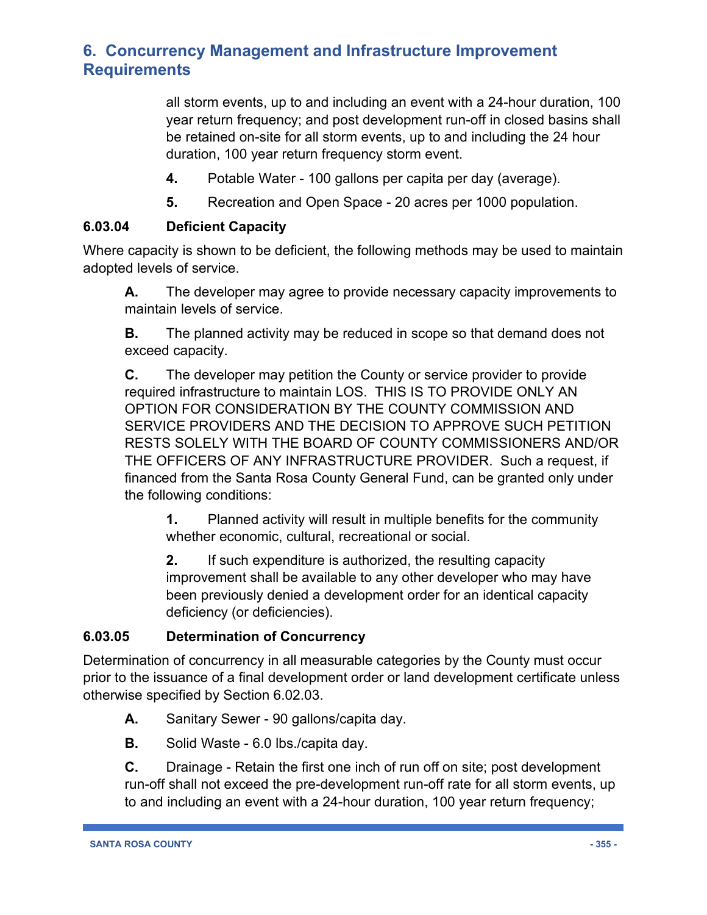all storm events, up to and including an event with a 24-hour duration, 100 year return frequency; and post development run-off in closed basins shall be retained on-site for all storm events, up to and including the 24 hour duration, 100 year return frequency storm event.

**4.** Potable Water - 100 gallons per capita per day (average).

**5.** Recreation and Open Space - 20 acres per 1000 population.

### 6.03.04 Deficient Capacity

Where capacity is shown to be deficient, the following methods may be used to maintain adopted levels of service.

**A.** The developer may agree to provide necessary capacity improvements to maintain levels of service.

**B.** The planned activity may be reduced in scope so that demand does not exceed capacity.

**C.** The developer may petition the County or service provider to provide required infrastructure to maintain LOS. THIS IS TO PROVIDE ONLY AN OPTION FOR CONSIDERATION BY THE COUNTY COMMISSION AND SERVICE PROVIDERS AND THE DECISION TO APPROVE SUCH PETITION RESTS SOLELY WITH THE BOARD OF COUNTY COMMISSIONERS AND/OR THE OFFICERS OF ANY INFRASTRUCTURE PROVIDER. Such a request, if financed from the Santa Rosa County General Fund, can be granted only under the following conditions:

**1.** Planned activity will result in multiple benefits for the community whether economic, cultural, recreational or social.

**2.** If such expenditure is authorized, the resulting capacity improvement shall be available to any other developer who may have been previously denied a development order for an identical capacity deficiency (or deficiencies).

### 6.03.05 Determination of Concurrency

Determination of concurrency in all measurable categories by the County must occur prior to the issuance of a final development order or land development certificate unless otherwise specified by Section 6.02.03.

**A.** Sanitary Sewer - 90 gallons/capita day.

**B.** Solid Waste - 6.0 lbs./capita day.

**C.** Drainage - Retain the first one inch of run off on site; post development run-off shall not exceed the pre-development run-off rate for all storm events, up to and including an event with a 24-hour duration, 100 year return frequency;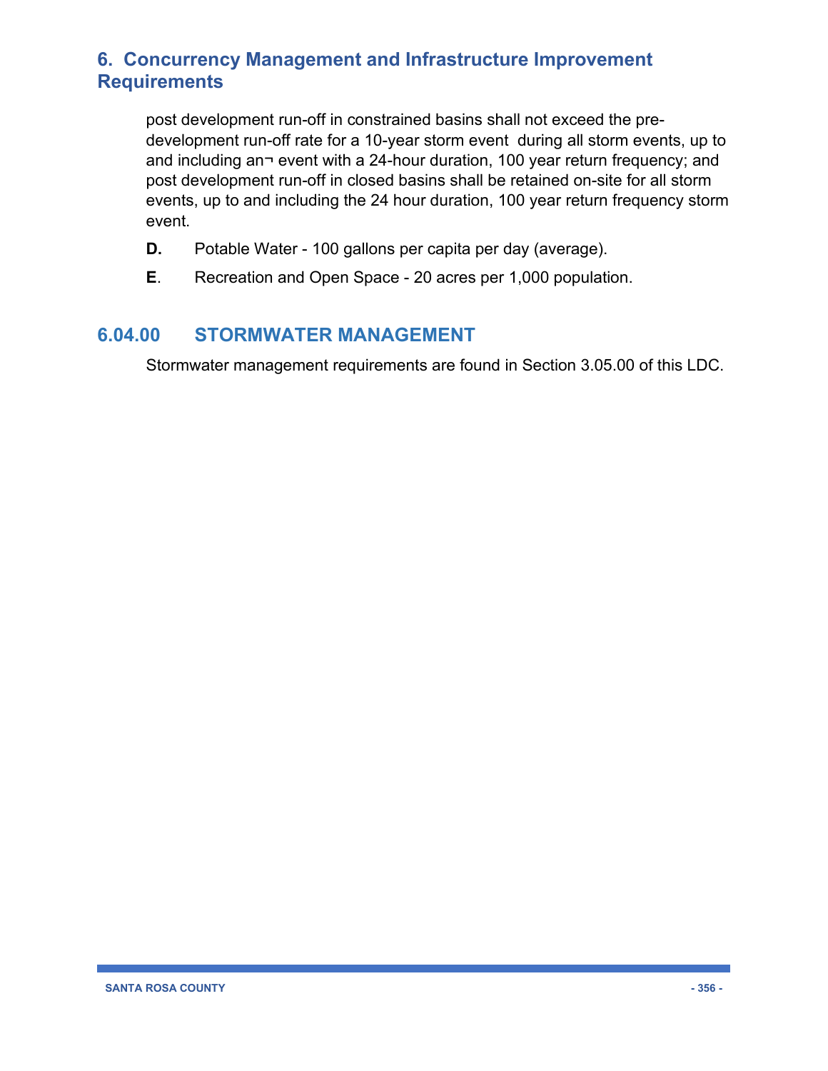post development run-off in constrained basins shall not exceed the pre-development run-off rate for a 10-year storm event during all storm events, up to and including an¬ event with a 24-hour duration, 100 year return frequency; and post development run-off in closed basins shall be retained on-site for all storm events, up to and including the 24 hour duration, 100 year return frequency storm event.

**D.** Potable Water - 100 gallons per capita per day (average).

**E**. Recreation and Open Space - 20 acres per 1,000 population.

## 6.04.00 STORMWATER MANAGEMENT

Stormwater management requirements are found in Section 3.05.00 of this LDC.